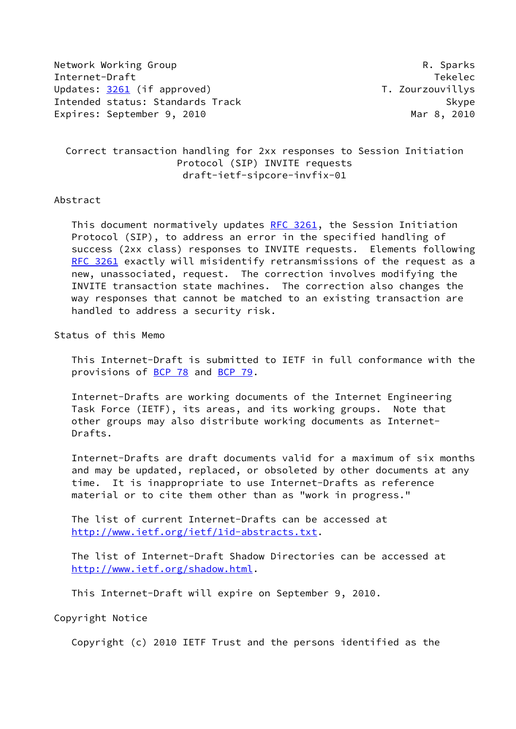Network Working Group R. Sparks
Internet-Draft Tekelec
Updates: 3261 (if approved) T. Zourzouvillys
Intended status: Standards Track Skype
Expires: September 9, 2010 Mar 8, 2010

# Correct transaction handling for 2xx responses to Session Initiation Protocol (SIP) INVITE requests
draft-ietf-sipcore-invfix-01

## Abstract

This document normatively updates RFC 3261, the Session Initiation Protocol (SIP), to address an error in the specified handling of success (2xx class) responses to INVITE requests. Elements following RFC 3261 exactly will misidentify retransmissions of the request as a new, unassociated, request. The correction involves modifying the INVITE transaction state machines. The correction also changes the way responses that cannot be matched to an existing transaction are handled to address a security risk.

## Status of this Memo

This Internet-Draft is submitted to IETF in full conformance with the provisions of BCP 78 and BCP 79.

Internet-Drafts are working documents of the Internet Engineering Task Force (IETF), its areas, and its working groups. Note that other groups may also distribute working documents as Internet-Drafts.

Internet-Drafts are draft documents valid for a maximum of six months and may be updated, replaced, or obsoleted by other documents at any time. It is inappropriate to use Internet-Drafts as reference material or to cite them other than as "work in progress."

The list of current Internet-Drafts can be accessed at http://www.ietf.org/ietf/1id-abstracts.txt.

The list of Internet-Draft Shadow Directories can be accessed at http://www.ietf.org/shadow.html.

This Internet-Draft will expire on September 9, 2010.

## Copyright Notice

Copyright (c) 2010 IETF Trust and the persons identified as the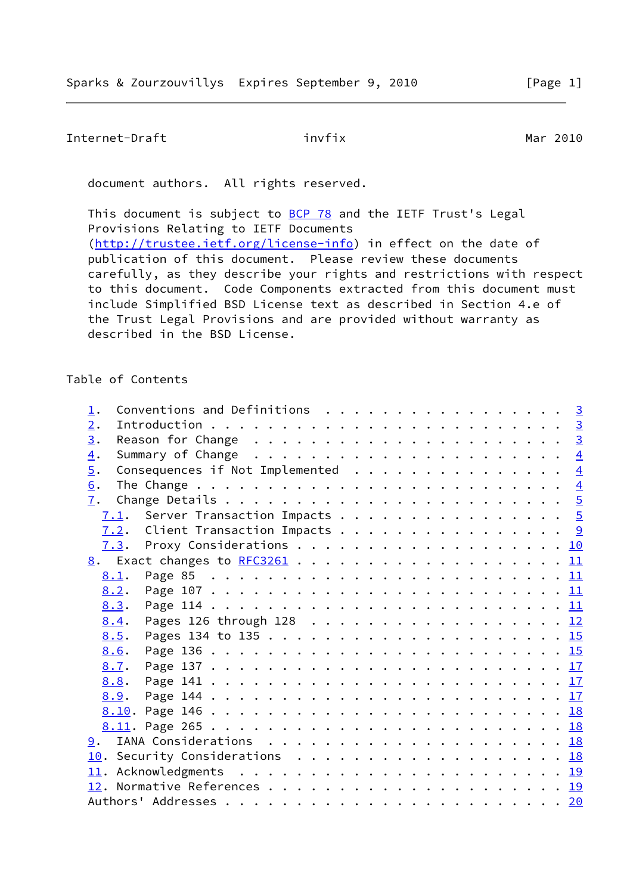document authors. All rights reserved.

This document is subject to BCP 78 and the IETF Trust's Legal Provisions Relating to IETF Documents (http://trustee.ietf.org/license-info) in effect on the date of publication of this document. Please review these documents carefully, as they describe your rights and restrictions with respect to this document. Code Components extracted from this document must include Simplified BSD License text as described in Section 4.e of the Trust Legal Provisions and are provided without warranty as described in the BSD License.

## Table of Contents

```
   1.  Conventions and Definitions  . . . . . . . . . . . . . . . . .  3
   2.  Introduction . . . . . . . . . . . . . . . . . . . . . . . . .  3
   3.  Reason for Change  . . . . . . . . . . . . . . . . . . . . . .  3
   4.  Summary of Change  . . . . . . . . . . . . . . . . . . . . . .  4
   5.  Consequences if Not Implemented  . . . . . . . . . . . . . . .  4
   6.  The Change . . . . . . . . . . . . . . . . . . . . . . . . . .  4
   7.  Change Details . . . . . . . . . . . . . . . . . . . . . . . .  5
     7.1.  Server Transaction Impacts . . . . . . . . . . . . . . . .  5
     7.2.  Client Transaction Impacts . . . . . . . . . . . . . . . .  9
     7.3.  Proxy Considerations . . . . . . . . . . . . . . . . . . . 10
   8.  Exact changes to RFC3261 . . . . . . . . . . . . . . . . . . . 11
     8.1.  Page 85  . . . . . . . . . . . . . . . . . . . . . . . . . 11
     8.2.  Page 107 . . . . . . . . . . . . . . . . . . . . . . . . . 11
     8.3.  Page 114 . . . . . . . . . . . . . . . . . . . . . . . . . 11
     8.4.  Pages 126 through 128  . . . . . . . . . . . . . . . . . . 12
     8.5.  Pages 134 to 135 . . . . . . . . . . . . . . . . . . . . . 15
     8.6.  Page 136 . . . . . . . . . . . . . . . . . . . . . . . . . 15
     8.7.  Page 137 . . . . . . . . . . . . . . . . . . . . . . . . . 17
     8.8.  Page 141 . . . . . . . . . . . . . . . . . . . . . . . . . 17
     8.9.  Page 144 . . . . . . . . . . . . . . . . . . . . . . . . . 17
     8.10. Page 146 . . . . . . . . . . . . . . . . . . . . . . . . . 18
     8.11. Page 265 . . . . . . . . . . . . . . . . . . . . . . . . . 18
   9.  IANA Considerations  . . . . . . . . . . . . . . . . . . . . . 18
   10. Security Considerations  . . . . . . . . . . . . . . . . . . . 18
   11. Acknowledgments  . . . . . . . . . . . . . . . . . . . . . . . 19
   12. Normative References . . . . . . . . . . . . . . . . . . . . . 19
   Authors' Addresses . . . . . . . . . . . . . . . . . . . . . . . . 20
```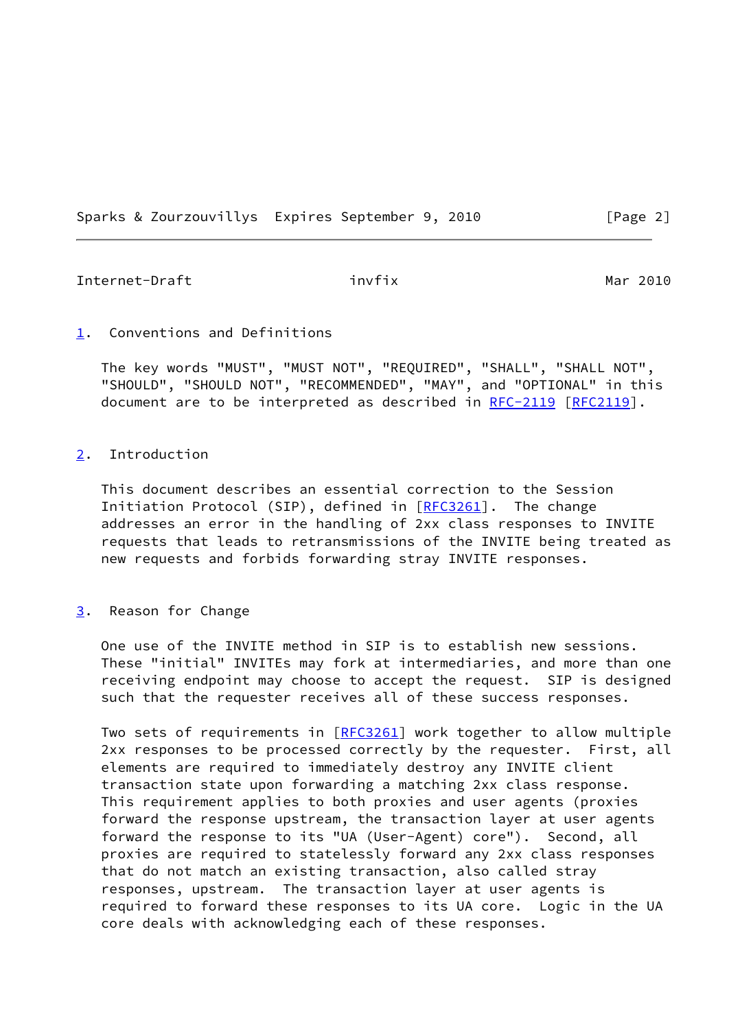## 1. Conventions and Definitions

The key words "MUST", "MUST NOT", "REQUIRED", "SHALL", "SHALL NOT", "SHOULD", "SHOULD NOT", "RECOMMENDED", "MAY", and "OPTIONAL" in this document are to be interpreted as described in RFC-2119 [RFC2119].

## 2. Introduction

This document describes an essential correction to the Session Initiation Protocol (SIP), defined in [RFC3261]. The change addresses an error in the handling of 2xx class responses to INVITE requests that leads to retransmissions of the INVITE being treated as new requests and forbids forwarding stray INVITE responses.

## 3. Reason for Change

One use of the INVITE method in SIP is to establish new sessions. These "initial" INVITEs may fork at intermediaries, and more than one receiving endpoint may choose to accept the request. SIP is designed such that the requester receives all of these success responses.

Two sets of requirements in [RFC3261] work together to allow multiple 2xx responses to be processed correctly by the requester. First, all elements are required to immediately destroy any INVITE client transaction state upon forwarding a matching 2xx class response. This requirement applies to both proxies and user agents (proxies forward the response upstream, the transaction layer at user agents forward the response to its "UA (User-Agent) core"). Second, all proxies are required to statelessly forward any 2xx class responses that do not match an existing transaction, also called stray responses, upstream. The transaction layer at user agents is required to forward these responses to its UA core. Logic in the UA core deals with acknowledging each of these responses.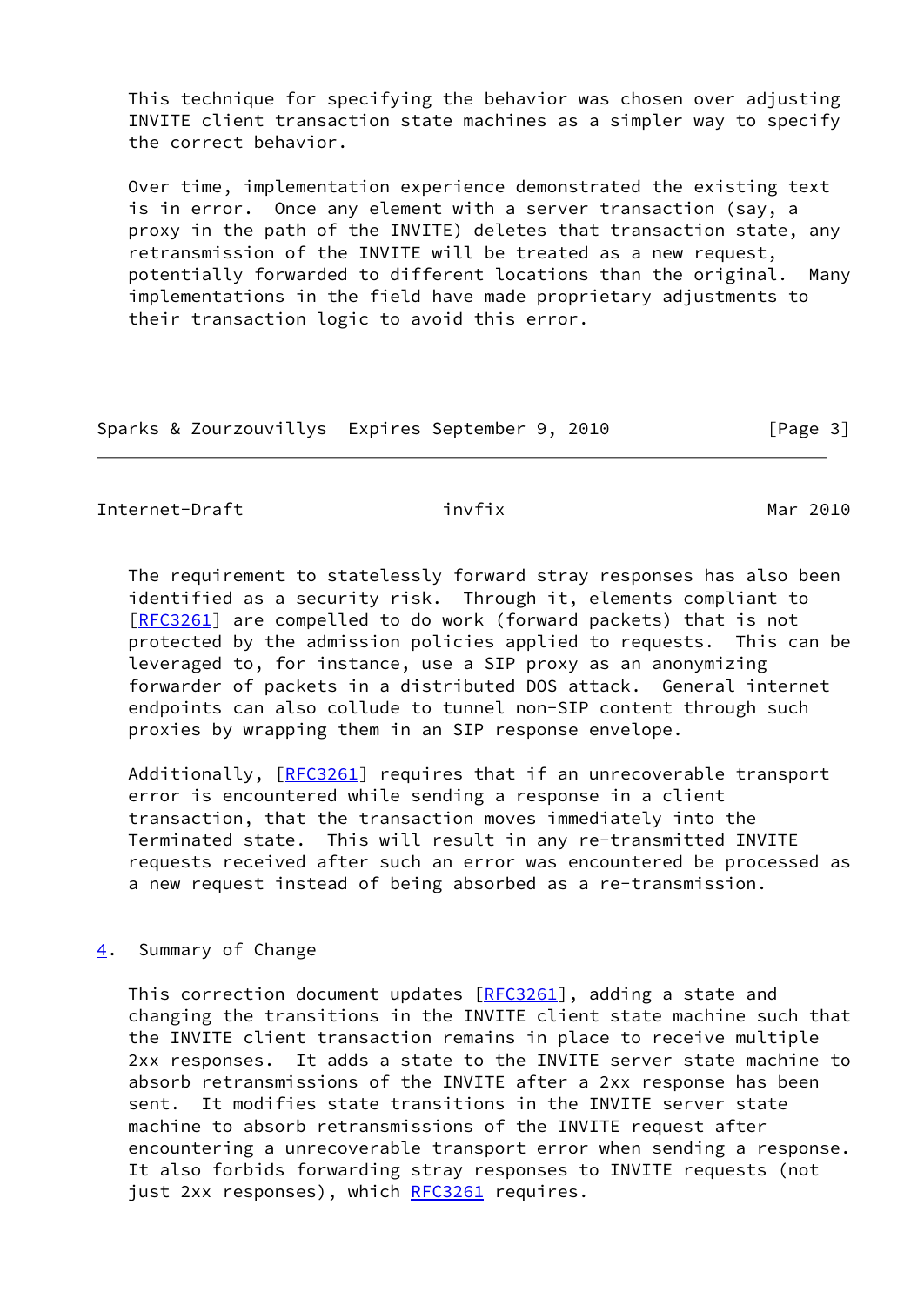This technique for specifying the behavior was chosen over adjusting INVITE client transaction state machines as a simpler way to specify the correct behavior.

Over time, implementation experience demonstrated the existing text is in error. Once any element with a server transaction (say, a proxy in the path of the INVITE) deletes that transaction state, any retransmission of the INVITE will be treated as a new request, potentially forwarded to different locations than the original. Many implementations in the field have made proprietary adjustments to their transaction logic to avoid this error.

The requirement to statelessly forward stray responses has also been identified as a security risk. Through it, elements compliant to [RFC3261] are compelled to do work (forward packets) that is not protected by the admission policies applied to requests. This can be leveraged to, for instance, use a SIP proxy as an anonymizing forwarder of packets in a distributed DOS attack. General internet endpoints can also collude to tunnel non-SIP content through such proxies by wrapping them in an SIP response envelope.

Additionally, [RFC3261] requires that if an unrecoverable transport error is encountered while sending a response in a client transaction, that the transaction moves immediately into the Terminated state. This will result in any re-transmitted INVITE requests received after such an error was encountered be processed as a new request instead of being absorbed as a re-transmission.

## 4. Summary of Change

This correction document updates [RFC3261], adding a state and changing the transitions in the INVITE client state machine such that the INVITE client transaction remains in place to receive multiple 2xx responses. It adds a state to the INVITE server state machine to absorb retransmissions of the INVITE after a 2xx response has been sent. It modifies state transitions in the INVITE server state machine to absorb retransmissions of the INVITE request after encountering a unrecoverable transport error when sending a response. It also forbids forwarding stray responses to INVITE requests (not just 2xx responses), which RFC3261 requires.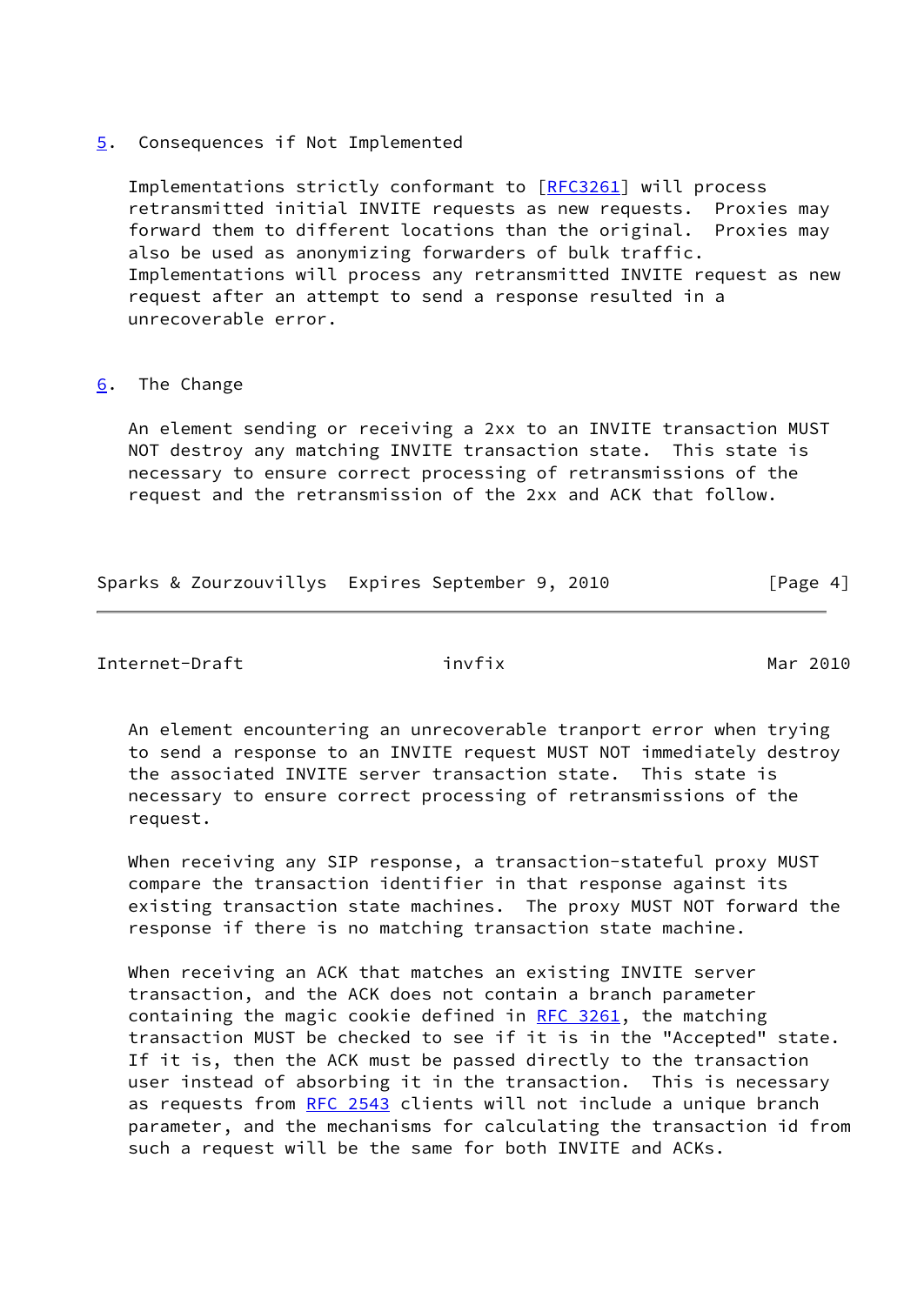## 5. Consequences if Not Implemented

Implementations strictly conformant to [RFC3261] will process retransmitted initial INVITE requests as new requests. Proxies may forward them to different locations than the original. Proxies may also be used as anonymizing forwarders of bulk traffic. Implementations will process any retransmitted INVITE request as new request after an attempt to send a response resulted in a unrecoverable error.

## 6. The Change

An element sending or receiving a 2xx to an INVITE transaction MUST NOT destroy any matching INVITE transaction state. This state is necessary to ensure correct processing of retransmissions of the request and the retransmission of the 2xx and ACK that follow.

An element encountering an unrecoverable tranport error when trying to send a response to an INVITE request MUST NOT immediately destroy the associated INVITE server transaction state. This state is necessary to ensure correct processing of retransmissions of the request.

When receiving any SIP response, a transaction-stateful proxy MUST compare the transaction identifier in that response against its existing transaction state machines. The proxy MUST NOT forward the response if there is no matching transaction state machine.

When receiving an ACK that matches an existing INVITE server transaction, and the ACK does not contain a branch parameter containing the magic cookie defined in RFC 3261, the matching transaction MUST be checked to see if it is in the "Accepted" state. If it is, then the ACK must be passed directly to the transaction user instead of absorbing it in the transaction. This is necessary as requests from RFC 2543 clients will not include a unique branch parameter, and the mechanisms for calculating the transaction id from such a request will be the same for both INVITE and ACKs.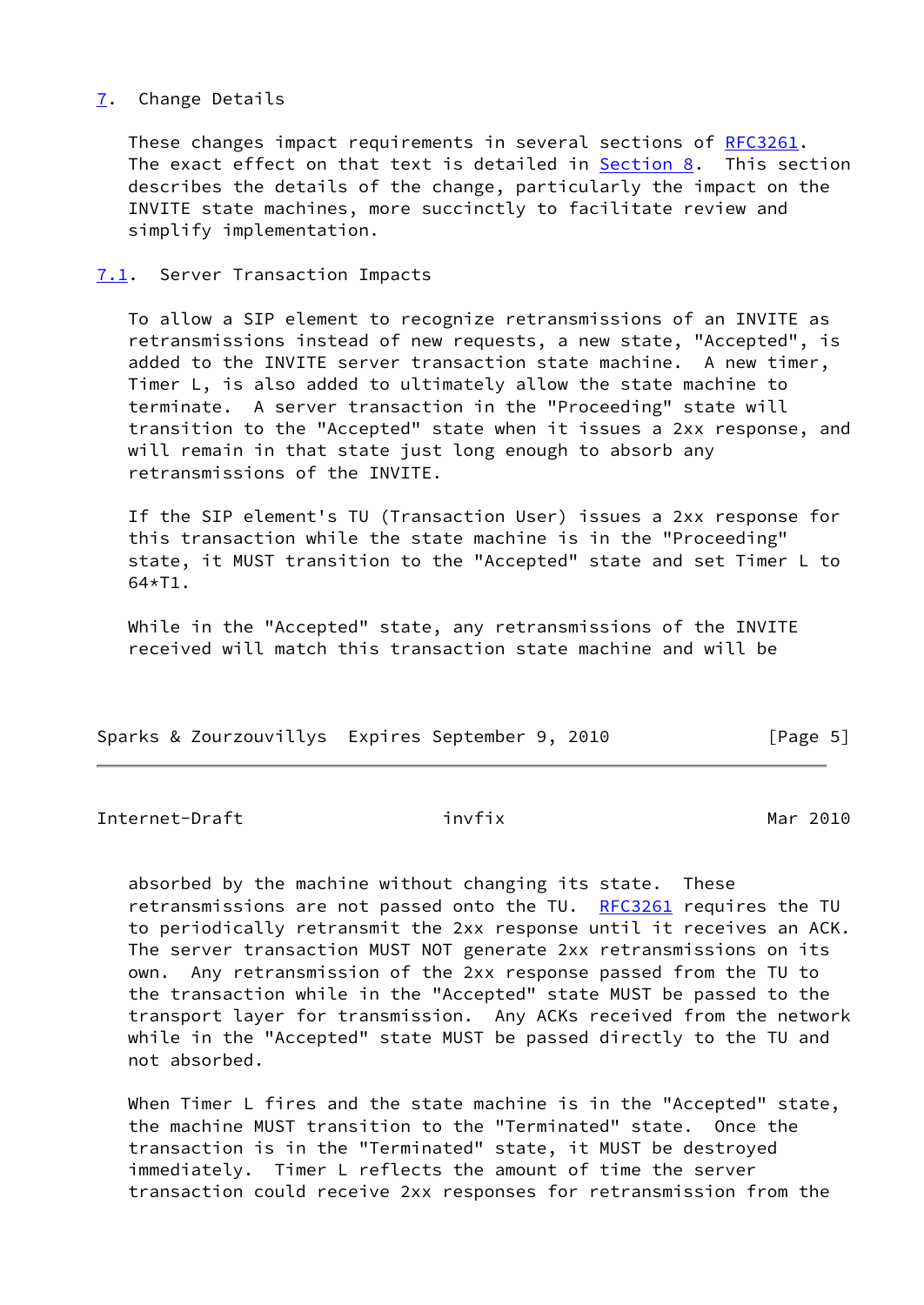## 7. Change Details

These changes impact requirements in several sections of RFC3261. The exact effect on that text is detailed in Section 8. This section describes the details of the change, particularly the impact on the INVITE state machines, more succinctly to facilitate review and simplify implementation.

### 7.1. Server Transaction Impacts

To allow a SIP element to recognize retransmissions of an INVITE as retransmissions instead of new requests, a new state, "Accepted", is added to the INVITE server transaction state machine. A new timer, Timer L, is also added to ultimately allow the state machine to terminate. A server transaction in the "Proceeding" state will transition to the "Accepted" state when it issues a 2xx response, and will remain in that state just long enough to absorb any retransmissions of the INVITE.

If the SIP element's TU (Transaction User) issues a 2xx response for this transaction while the state machine is in the "Proceeding" state, it MUST transition to the "Accepted" state and set Timer L to 64*T1.

While in the "Accepted" state, any retransmissions of the INVITE received will match this transaction state machine and will be absorbed by the machine without changing its state. These retransmissions are not passed onto the TU. RFC3261 requires the TU to periodically retransmit the 2xx response until it receives an ACK. The server transaction MUST NOT generate 2xx retransmissions on its own. Any retransmission of the 2xx response passed from the TU to the transaction while in the "Accepted" state MUST be passed to the transport layer for transmission. Any ACKs received from the network while in the "Accepted" state MUST be passed directly to the TU and not absorbed.

When Timer L fires and the state machine is in the "Accepted" state, the machine MUST transition to the "Terminated" state. Once the transaction is in the "Terminated" state, it MUST be destroyed immediately. Timer L reflects the amount of time the server transaction could receive 2xx responses for retransmission from the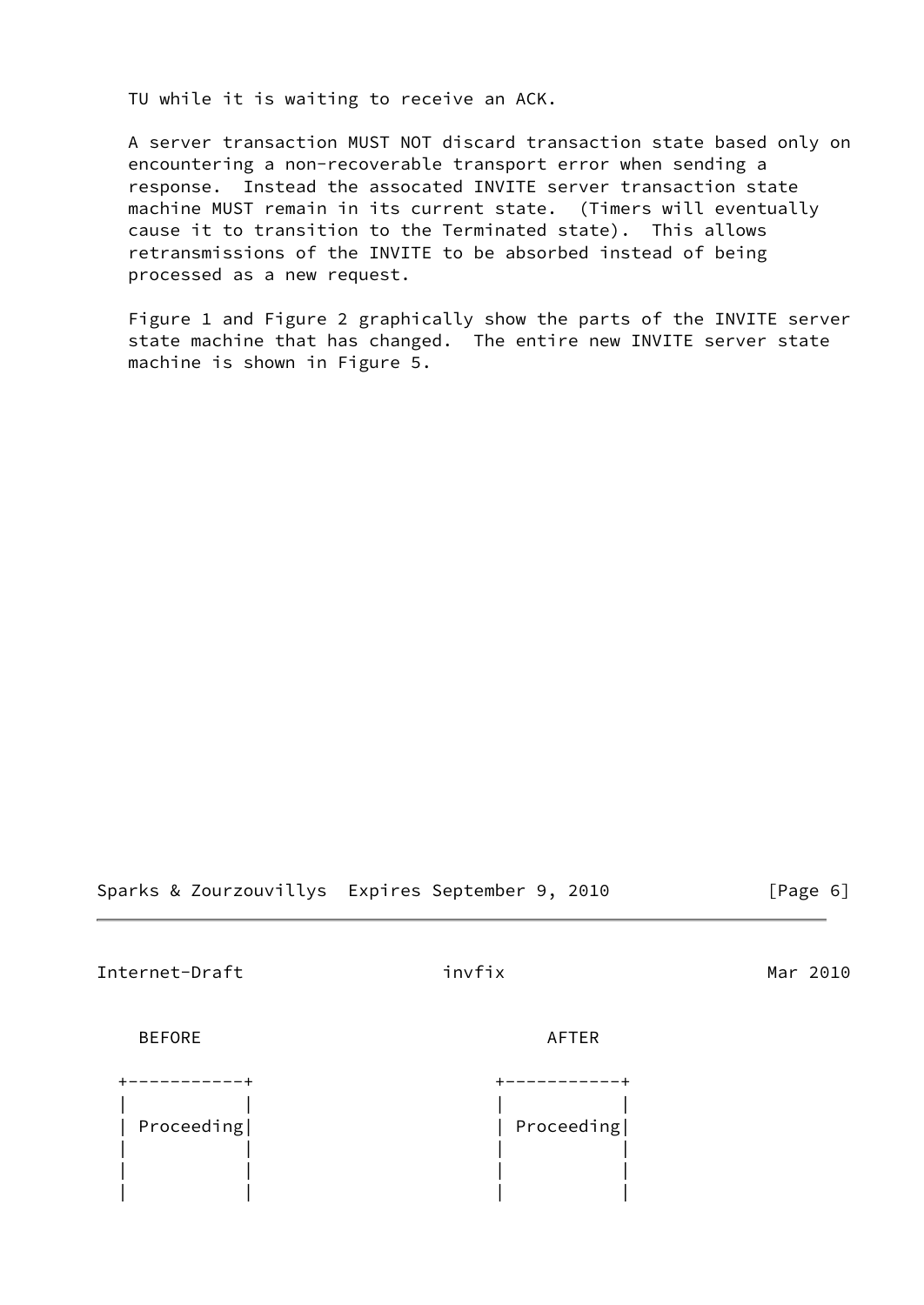TU while it is waiting to receive an ACK.

A server transaction MUST NOT discard transaction state based only on encountering a non-recoverable transport error when sending a response. Instead the assocated INVITE server transaction state machine MUST remain in its current state. (Timers will eventually cause it to transition to the Terminated state). This allows retransmissions of the INVITE to be absorbed instead of being processed as a new request.

Figure 1 and Figure 2 graphically show the parts of the INVITE server state machine that has changed. The entire new INVITE server state machine is shown in Figure 5.

```
   BEFORE                                 AFTER

 +-----------+                        +-----------+
 |           |                        |           |
 | Proceeding|                        | Proceeding|
 |           |                        |           |
 |           |                        |           |
 |           |                        |           |
```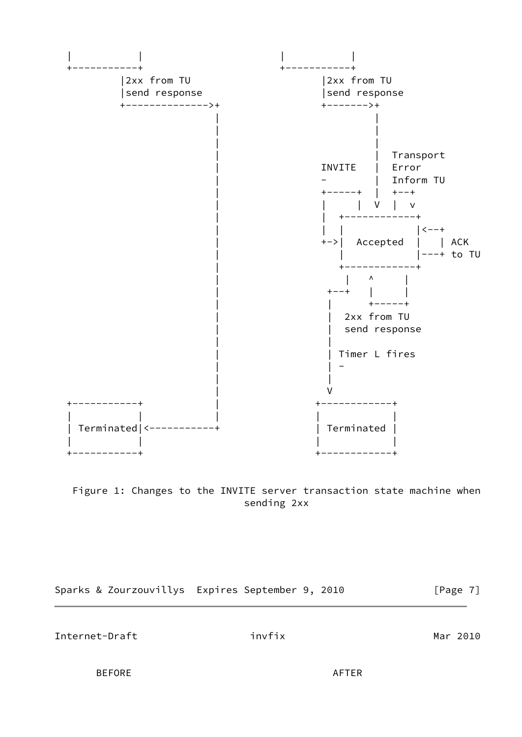```
  |           |                    |           |
  +-----------+                    +-----------+
          |2xx from TU                     |2xx from TU
          |send response                   |send response
          +-------------->+                +------->+
                          |                         |
                          |                         |
                          |                         |
                          |                         |  Transport
                          |                INVITE   |  Error
                          |                -        |  Inform TU
                          |                +-----+  |  +--+
                          |                |     |  V  |  v
                          |                |  +------------+
                          |                |  |            |<--+
                          |                +->|  Accepted  |   | ACK
                          |                   |            |---+ to TU
                          |                   +------------+
                          |                     |   ^     |
                          |                  +--+   |     |
                          |                  |      +-----+
                          |                  |  2xx from TU
                          |                  |  send response
                          |                  |
                          |                  | Timer L fires
                          |                  | -
                          |                  |
                          |                  V
  +-----------+           |                +------------+
  |           |           |                |            |
  | Terminated|<----------+                | Terminated |
  |           |                            |            |
  +-----------+                            +------------+
```

Figure 1: Changes to the INVITE server transaction state machine when sending 2xx

```
       BEFORE                                       AFTER
```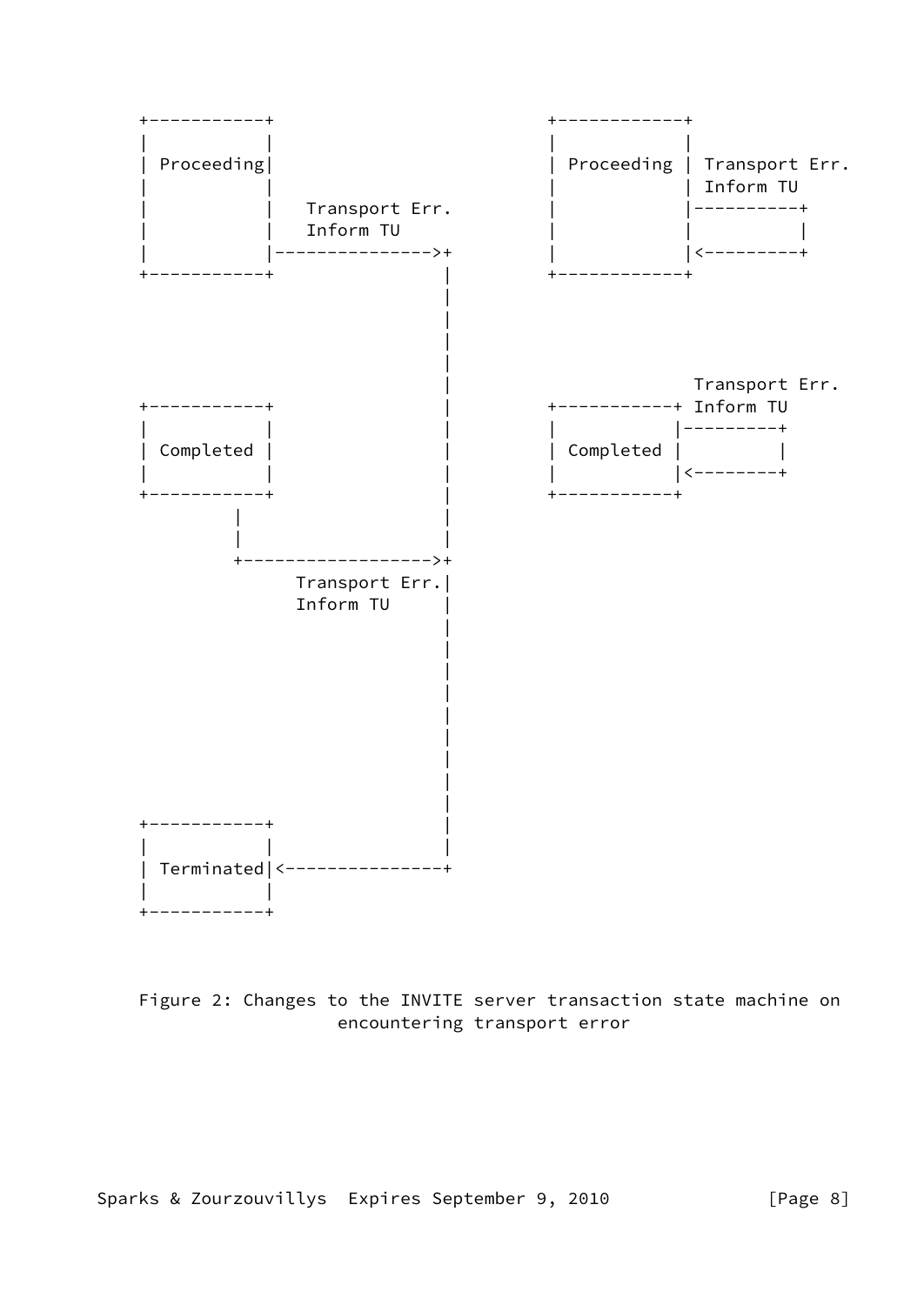```
   +-----------+                           +------------+
   |           |                           |            |
   | Proceeding|                           | Proceeding | Transport Err.
   |           |                           |            | Inform TU
   |           |   Transport Err.          |            |----------+
   |           |   Inform TU               |            |          |
   |           |--------------->+          |            |<---------+
   +-----------+                |          +------------+
                                |
                                |
                                |
                                |
                                |                        Transport Err.
   +-----------+                |          +-----------+ Inform TU
   |           |                |          |           |---------+
   | Completed |                |          | Completed |         |
   |           |                |          |           |<--------+
   +-----------+                |          +-----------+
         |                      |
         |                      |
         +------------------>+
              Transport Err.|
              Inform TU     |
                            |
                            |
                            |
                            |
                            |
                            |
                            |
                            |
                            |
   +-----------+            |
   |           |            |
   | Terminated|<---------------+
   |           |
   +-----------+
```

Figure 2: Changes to the INVITE server transaction state machine on encountering transport error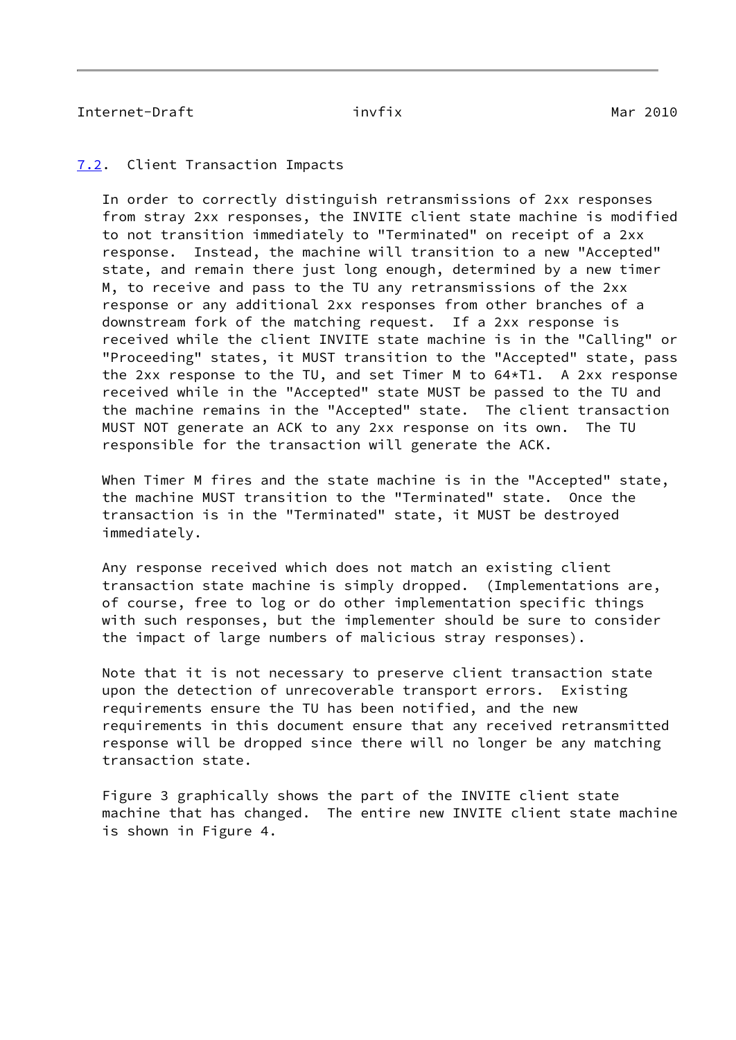### 7.2. Client Transaction Impacts

In order to correctly distinguish retransmissions of 2xx responses from stray 2xx responses, the INVITE client state machine is modified to not transition immediately to "Terminated" on receipt of a 2xx response. Instead, the machine will transition to a new "Accepted" state, and remain there just long enough, determined by a new timer M, to receive and pass to the TU any retransmissions of the 2xx response or any additional 2xx responses from other branches of a downstream fork of the matching request. If a 2xx response is received while the client INVITE state machine is in the "Calling" or "Proceeding" states, it MUST transition to the "Accepted" state, pass the 2xx response to the TU, and set Timer M to 64*T1. A 2xx response received while in the "Accepted" state MUST be passed to the TU and the machine remains in the "Accepted" state. The client transaction MUST NOT generate an ACK to any 2xx response on its own. The TU responsible for the transaction will generate the ACK.

When Timer M fires and the state machine is in the "Accepted" state, the machine MUST transition to the "Terminated" state. Once the transaction is in the "Terminated" state, it MUST be destroyed immediately.

Any response received which does not match an existing client transaction state machine is simply dropped. (Implementations are, of course, free to log or do other implementation specific things with such responses, but the implementer should be sure to consider the impact of large numbers of malicious stray responses).

Note that it is not necessary to preserve client transaction state upon the detection of unrecoverable transport errors. Existing requirements ensure the TU has been notified, and the new requirements in this document ensure that any received retransmitted response will be dropped since there will no longer be any matching transaction state.

Figure 3 graphically shows the part of the INVITE client state machine that has changed. The entire new INVITE client state machine is shown in Figure 4.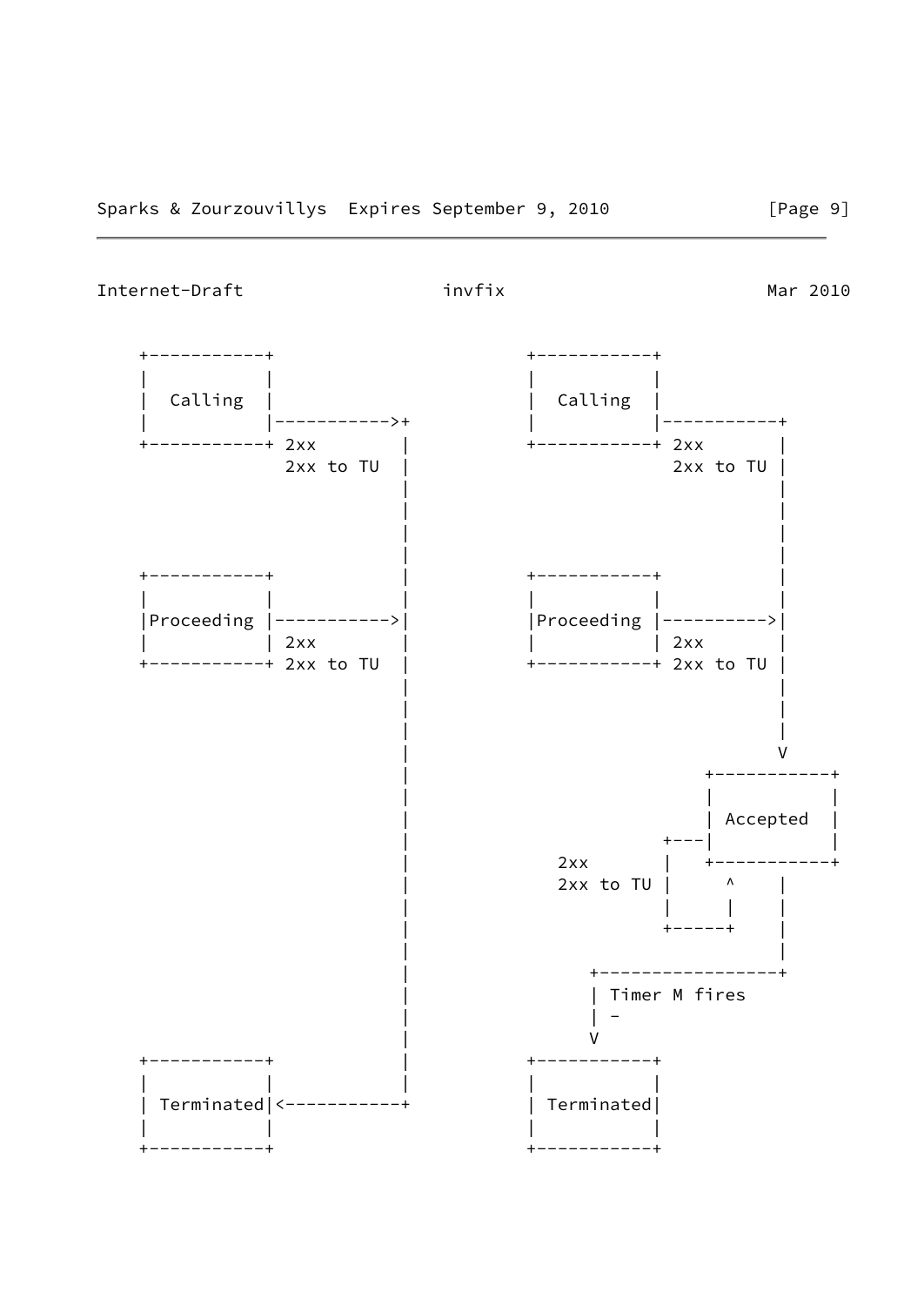```
    +-----------+                          +-----------+
    |           |                          |           |
    |  Calling  |                          |  Calling  |
    |           |----------->+             |           |-----------+
    +-----------+ 2xx        |             +-----------+ 2xx       |
                  2xx to TU  |                           2xx to TU |
                             |                                     |
                             |                                     |
                             |                                     |
                             |                                     |
    +-----------+            |             +-----------+           |
    |           |            |             |           |           |
    |Proceeding |----------->|             |Proceeding |---------->|
    |           | 2xx        |             |           | 2xx       |
    +-----------+ 2xx to TU  |             +-----------+ 2xx to TU |
                             |                                     |
                             |                                     |
                             |                                     |
                             |                                     V
                             |                          +-----------+
                             |                          |           |
                             |                          | Accepted  |
                             |                      +---|           |
                             |              2xx     |   +-----------+
                             |              2xx to TU |     ^    |
                             |                      |     |    |
                             |                      +-----+    |
                             |                                 |
                             |                 +-----------------+
                             |                 | Timer M fires
                             |                 | -
                             |                 V
    +-----------+            |             +-----------+
    |           |            |             |           |
    | Terminated|<-----------+             | Terminated|
    |           |                          |           |
    +-----------+                          +-----------+
```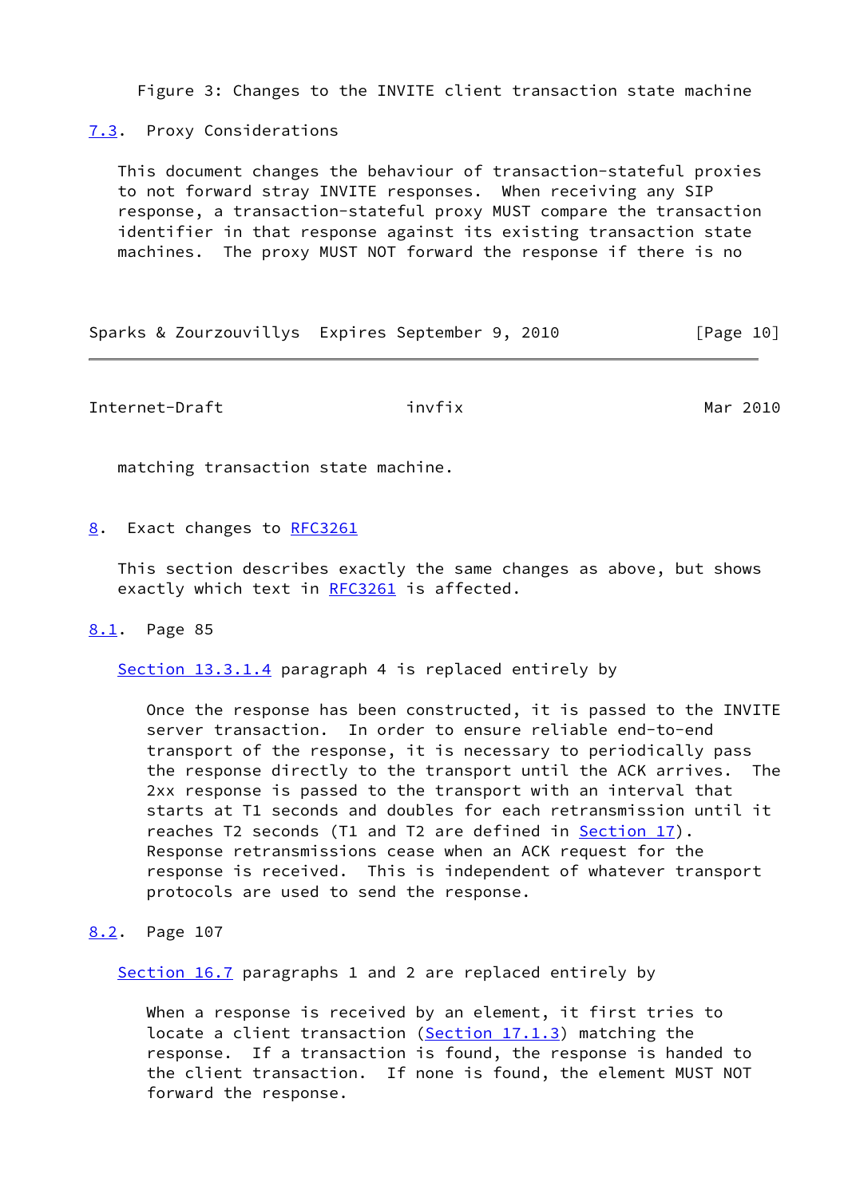Figure 3: Changes to the INVITE client transaction state machine

### 7.3. Proxy Considerations

This document changes the behaviour of transaction-stateful proxies to not forward stray INVITE responses. When receiving any SIP response, a transaction-stateful proxy MUST compare the transaction identifier in that response against its existing transaction state machines. The proxy MUST NOT forward the response if there is no matching transaction state machine.

## 8. Exact changes to RFC3261

This section describes exactly the same changes as above, but shows exactly which text in RFC3261 is affected.

### 8.1. Page 85

Section 13.3.1.4 paragraph 4 is replaced entirely by

> Once the response has been constructed, it is passed to the INVITE server transaction. In order to ensure reliable end-to-end transport of the response, it is necessary to periodically pass the response directly to the transport until the ACK arrives. The 2xx response is passed to the transport with an interval that starts at T1 seconds and doubles for each retransmission until it reaches T2 seconds (T1 and T2 are defined in Section 17). Response retransmissions cease when an ACK request for the response is received. This is independent of whatever transport protocols are used to send the response.

### 8.2. Page 107

Section 16.7 paragraphs 1 and 2 are replaced entirely by

> When a response is received by an element, it first tries to locate a client transaction (Section 17.1.3) matching the response. If a transaction is found, the response is handed to the client transaction. If none is found, the element MUST NOT forward the response.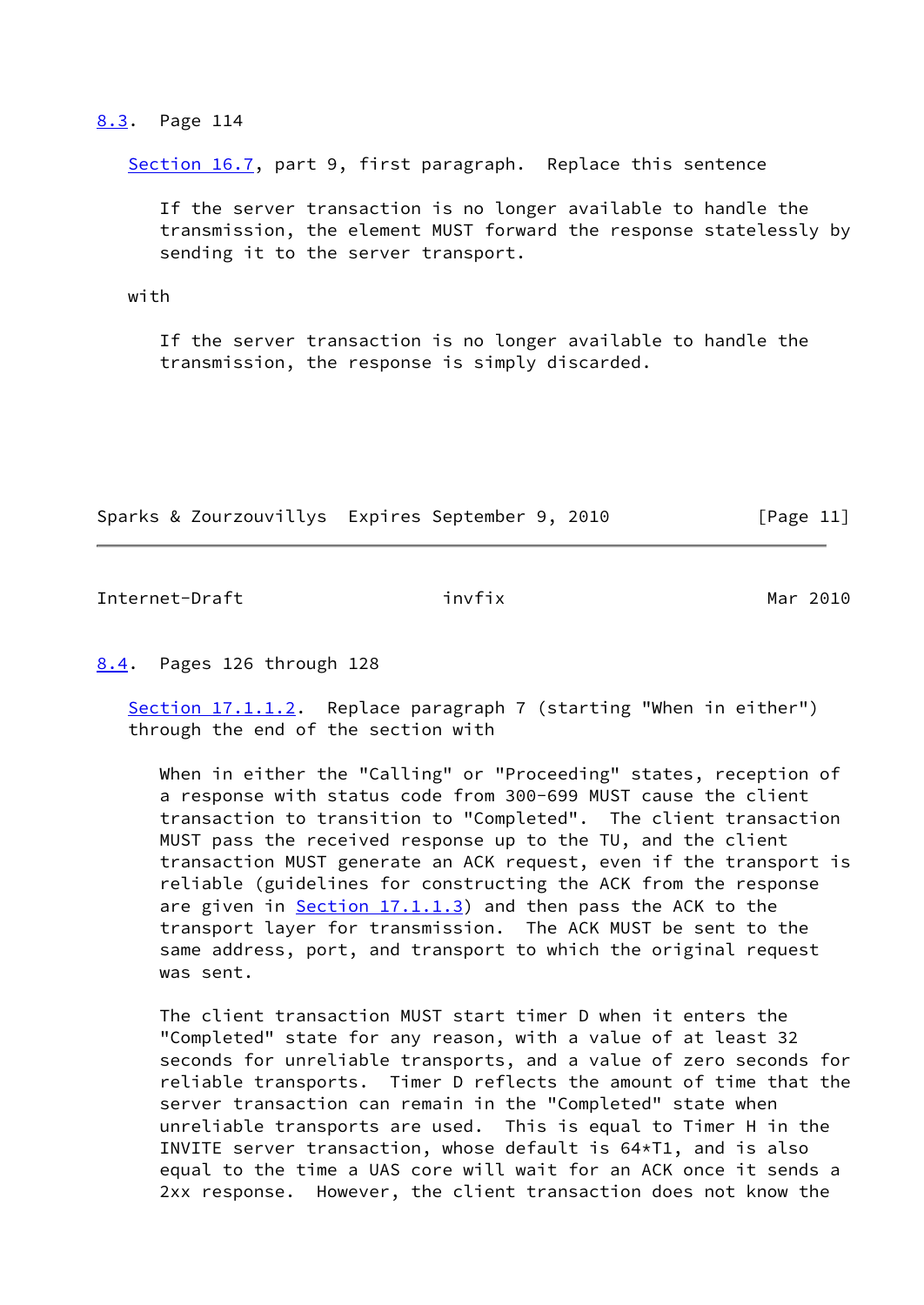## 8.3. Page 114

Section 16.7, part 9, first paragraph. Replace this sentence

> If the server transaction is no longer available to handle the transmission, the element MUST forward the response statelessly by sending it to the server transport.

with

> If the server transaction is no longer available to handle the transmission, the response is simply discarded.

## 8.4. Pages 126 through 128

Section 17.1.1.2. Replace paragraph 7 (starting "When in either") through the end of the section with

> When in either the "Calling" or "Proceeding" states, reception of a response with status code from 300-699 MUST cause the client transaction to transition to "Completed". The client transaction MUST pass the received response up to the TU, and the client transaction MUST generate an ACK request, even if the transport is reliable (guidelines for constructing the ACK from the response are given in Section 17.1.1.3) and then pass the ACK to the transport layer for transmission. The ACK MUST be sent to the same address, port, and transport to which the original request was sent.
>
> The client transaction MUST start timer D when it enters the "Completed" state for any reason, with a value of at least 32 seconds for unreliable transports, and a value of zero seconds for reliable transports. Timer D reflects the amount of time that the server transaction can remain in the "Completed" state when unreliable transports are used. This is equal to Timer H in the INVITE server transaction, whose default is 64*T1, and is also equal to the time a UAS core will wait for an ACK once it sends a 2xx response. However, the client transaction does not know the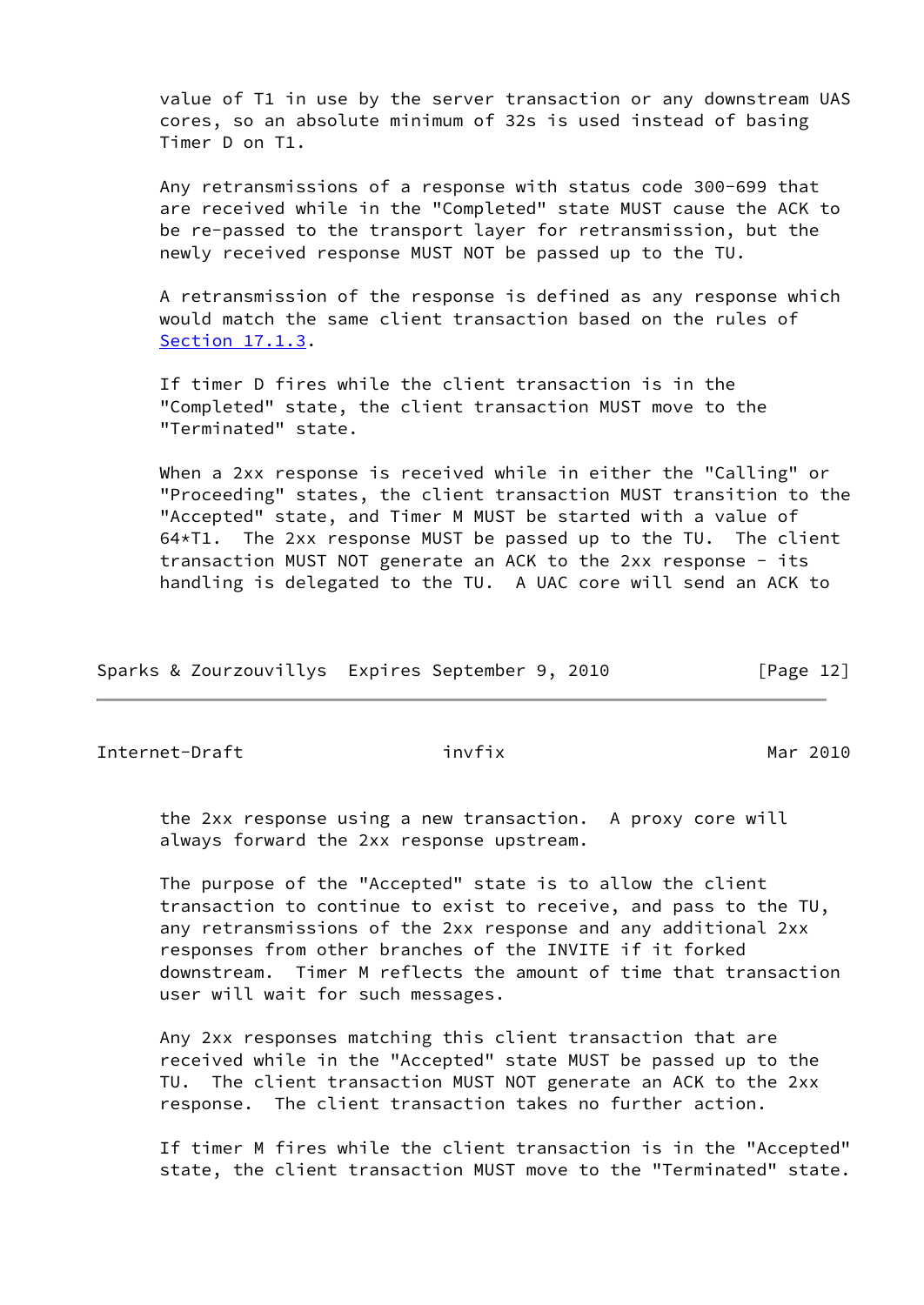value of T1 in use by the server transaction or any downstream UAS cores, so an absolute minimum of 32s is used instead of basing Timer D on T1.

Any retransmissions of a response with status code 300-699 that are received while in the "Completed" state MUST cause the ACK to be re-passed to the transport layer for retransmission, but the newly received response MUST NOT be passed up to the TU.

A retransmission of the response is defined as any response which would match the same client transaction based on the rules of Section 17.1.3.

If timer D fires while the client transaction is in the "Completed" state, the client transaction MUST move to the "Terminated" state.

When a 2xx response is received while in either the "Calling" or "Proceeding" states, the client transaction MUST transition to the "Accepted" state, and Timer M MUST be started with a value of 64*T1. The 2xx response MUST be passed up to the TU. The client transaction MUST NOT generate an ACK to the 2xx response - its handling is delegated to the TU. A UAC core will send an ACK to the 2xx response using a new transaction. A proxy core will always forward the 2xx response upstream.

The purpose of the "Accepted" state is to allow the client transaction to continue to exist to receive, and pass to the TU, any retransmissions of the 2xx response and any additional 2xx responses from other branches of the INVITE if it forked downstream. Timer M reflects the amount of time that transaction user will wait for such messages.

Any 2xx responses matching this client transaction that are received while in the "Accepted" state MUST be passed up to the TU. The client transaction MUST NOT generate an ACK to the 2xx response. The client transaction takes no further action.

If timer M fires while the client transaction is in the "Accepted" state, the client transaction MUST move to the "Terminated" state.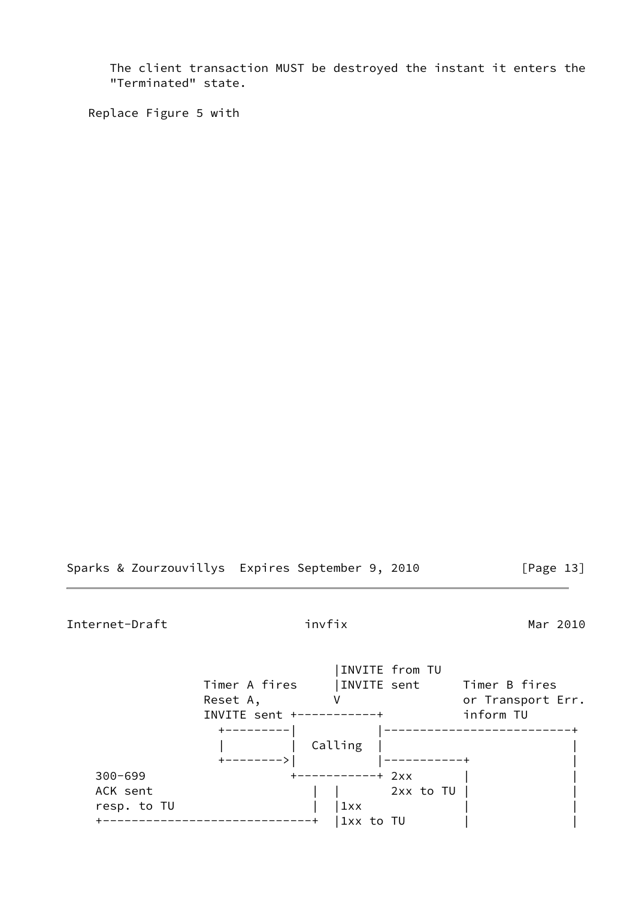The client transaction MUST be destroyed the instant it enters the "Terminated" state.

Replace Figure 5 with

```
                               |INVITE from TU
             Timer A fires     |INVITE sent      Timer B fires
             Reset A,          V                 or Transport Err.
             INVITE sent +-----------+           inform TU
               +---------|           |--------------------------+
               |         |  Calling  |                          |
               +-------->|           |-----------+              |
  300-699                +-----------+ 2xx       |              |
  ACK sent                  |  |       2xx to TU |              |
  resp. to TU               |  |1xx              |              |
  +-------------------------+  |1xx to TU        |              |
```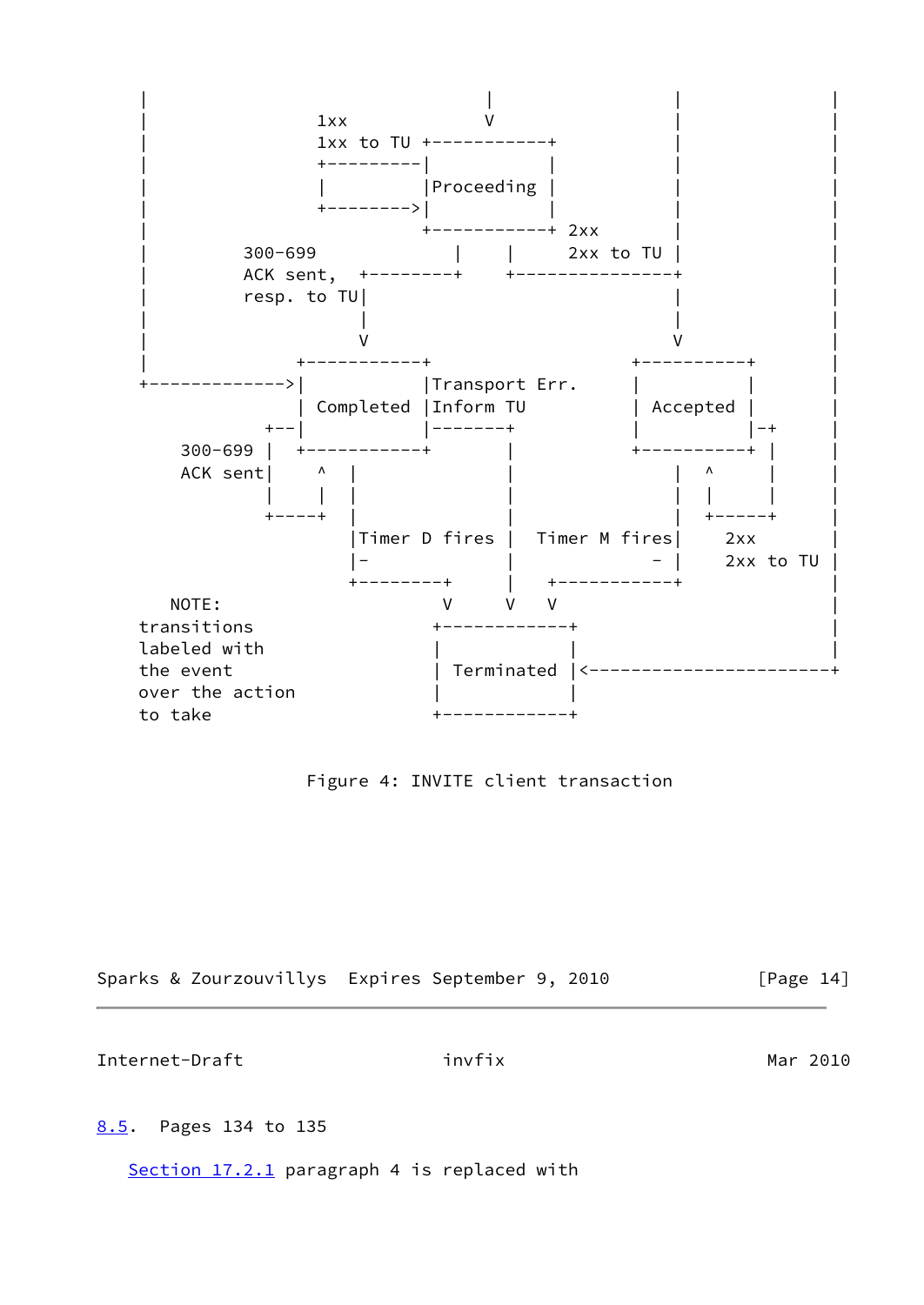```
      |                 |                   |              |
      |                 V                   |              |
      |      1xx        V                   |              |
      |      1xx to TU  +-----------+       |              |
      |      +---------|           |       |              |
      |      |         |Proceeding |       |              |
      |      +-------->|           |       |              |
      |                +-----------+ 2xx   |              |
      |   300-699          |    |    2xx to TU             |
      |   ACK sent,  +---------+    +----------------+     |
      |   resp. to TU|                               |     |
      |              |                               |     |
      |              V                               V     |
      |      +-----------+                  +-----------+   |
      +------------->|           |Transport Err.   |           |   |
             | Completed |Inform TU        | Accepted  |   |
          +--|           |--------+        |           |-+ |
  300-699 |  +-----------+        |        +-----------+ | |
  ACK sent|     ^  |              |              |  ^    | |
          |     |  |              |              |  |    | |
          +-----+  |              |              |  +----+ |
                   |Timer D fires |  Timer M fires|  2xx   |
                   |-             |             - |  2xx to TU
                   +---------+    |   +-----------+        |
   NOTE:                     V    V   V                    |
  transitions              +-------------+                 |
  labeled with             |             |                 |
  the event                | Terminated  |<----------------+
  over the action          |             |
  to take                  +-------------+
```

Figure 4: INVITE client transaction

8.5. Pages 134 to 135

Section 17.2.1 paragraph 4 is replaced with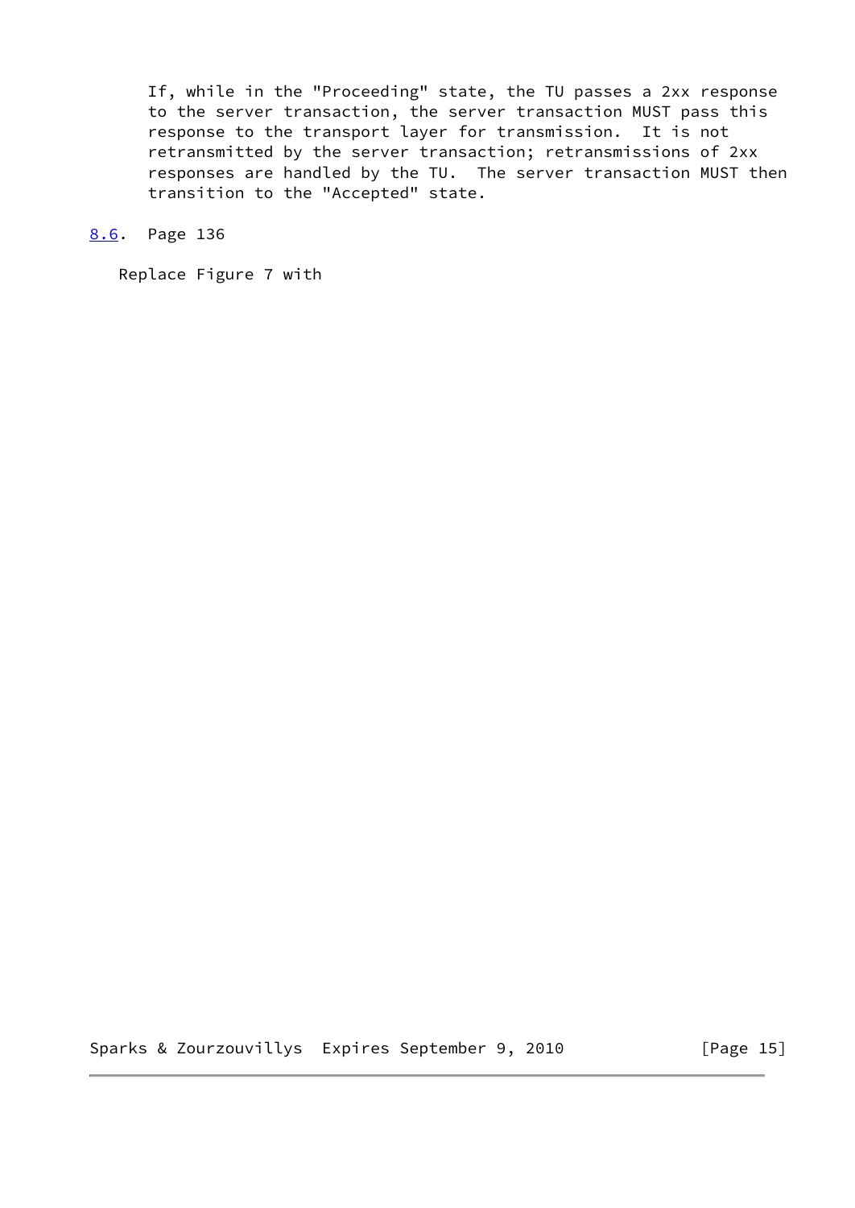If, while in the "Proceeding" state, the TU passes a 2xx response to the server transaction, the server transaction MUST pass this response to the transport layer for transmission. It is not retransmitted by the server transaction; retransmissions of 2xx responses are handled by the TU. The server transaction MUST then transition to the "Accepted" state.

## 8.6. Page 136

Replace Figure 7 with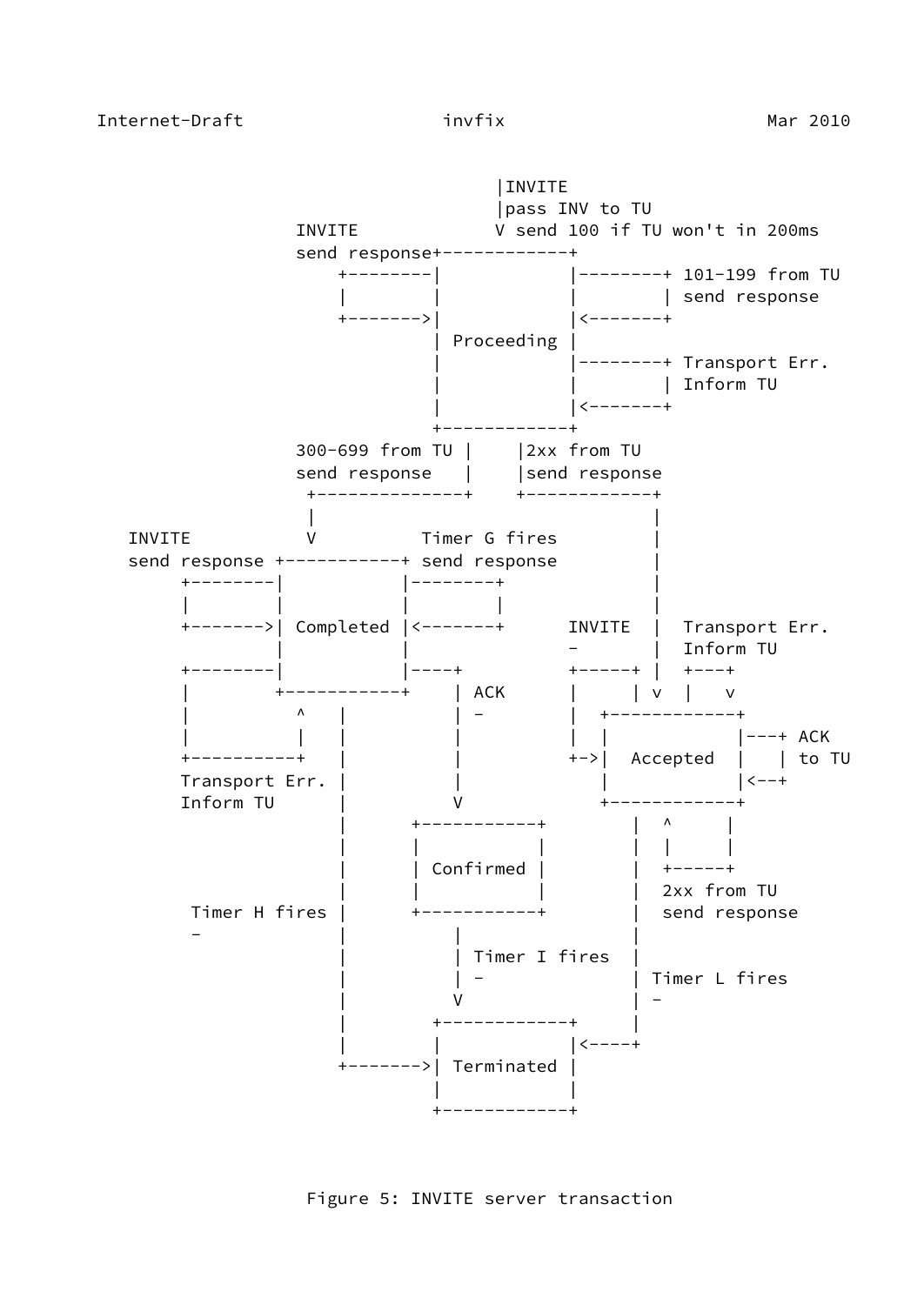```
                               |INVITE
                               |pass INV to TU
            INVITE             V send 100 if TU won't in 200ms
            send response+------------+
                +--------|            |--------+ 101-199 from TU
                |        |            |        | send response
                +------->|            |<-------+
                         | Proceeding |
                         |            |--------+ Transport Err.
                         |            |        | Inform TU
                         |            |<-------+
                         +------------+
            300-699 from TU |     |2xx from TU
            send response   |     |send response
             +--------------+     +------------+
             |                                 |
INVITE       V          Timer G fires          |
send response +-----------+ send response      |
     +--------|           |--------+           |
     |        |           |        |           |
     +------->| Completed |<-------+      INVITE  |  Transport Err.
              |           |               -       |  Inform TU
     +--------|           |----+          +-----+ |  +---+
     |        +-----------+    | ACK      |     | v  |   v
     |          ^   |          | -        |  +------------+
     |          |   |          |          |  |            |---+ ACK
     +----------+   |          |          +->|  Accepted  |   | to TU
     Transport Err. |          |             |            |<--+
     Inform TU      |          V             +------------+
                    |      +-----------+        |  ^     |
                    |      |           |        |  |     |
                    |      | Confirmed |        |  +-----+
                    |      |           |        |  2xx from TU
      Timer H fires |      +-----------+        |  send response
      -             |          |                |
                    |          | Timer I fires  |
                    |          | -              | Timer L fires
                    |          V                | -
                    |        +------------+     |
                    |        |            |<----+
                    +------->| Terminated |
                             |            |
                             +------------+
```

Figure 5: INVITE server transaction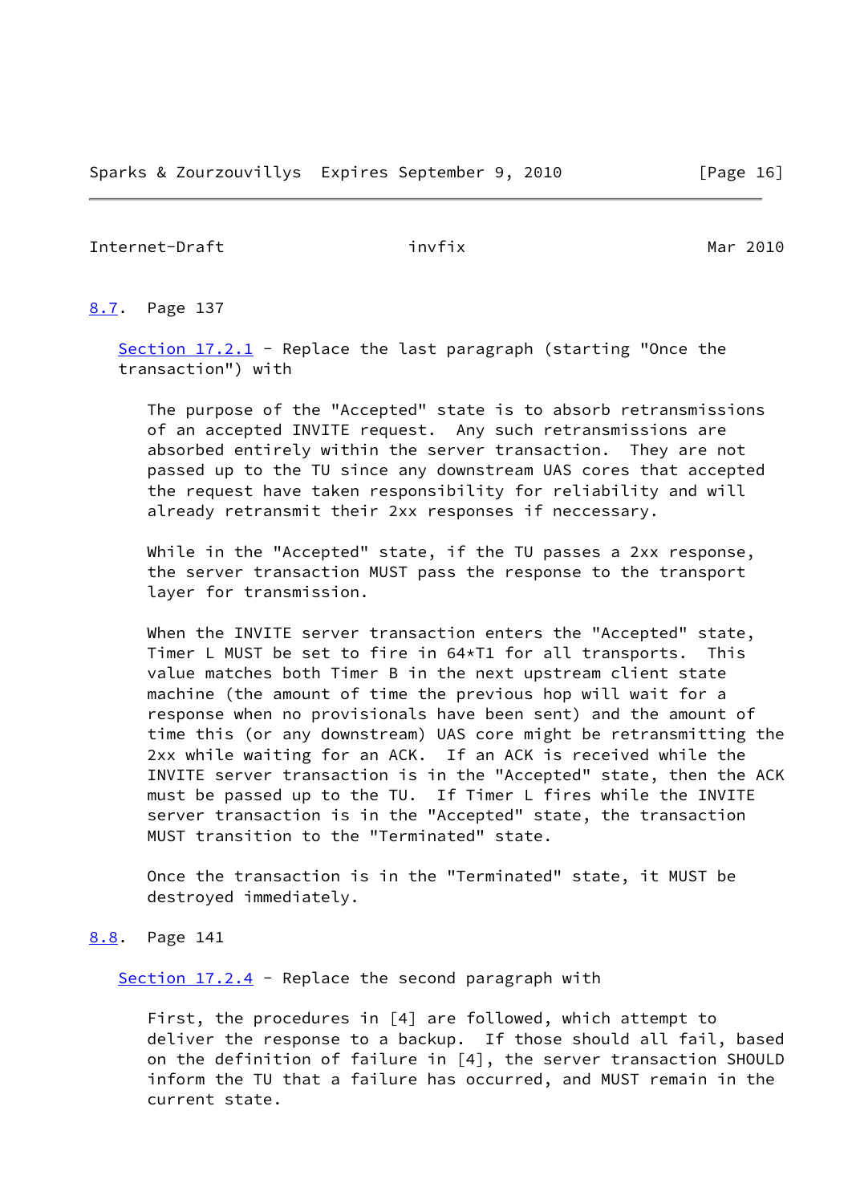### 8.7. Page 137

Section 17.2.1 - Replace the last paragraph (starting "Once the transaction") with

> The purpose of the "Accepted" state is to absorb retransmissions of an accepted INVITE request. Any such retransmissions are absorbed entirely within the server transaction. They are not passed up to the TU since any downstream UAS cores that accepted the request have taken responsibility for reliability and will already retransmit their 2xx responses if neccessary.
>
> While in the "Accepted" state, if the TU passes a 2xx response, the server transaction MUST pass the response to the transport layer for transmission.
>
> When the INVITE server transaction enters the "Accepted" state, Timer L MUST be set to fire in 64*T1 for all transports. This value matches both Timer B in the next upstream client state machine (the amount of time the previous hop will wait for a response when no provisionals have been sent) and the amount of time this (or any downstream) UAS core might be retransmitting the 2xx while waiting for an ACK. If an ACK is received while the INVITE server transaction is in the "Accepted" state, then the ACK must be passed up to the TU. If Timer L fires while the INVITE server transaction is in the "Accepted" state, the transaction MUST transition to the "Terminated" state.
>
> Once the transaction is in the "Terminated" state, it MUST be destroyed immediately.

### 8.8. Page 141

Section 17.2.4 - Replace the second paragraph with

> First, the procedures in [4] are followed, which attempt to deliver the response to a backup. If those should all fail, based on the definition of failure in [4], the server transaction SHOULD inform the TU that a failure has occurred, and MUST remain in the current state.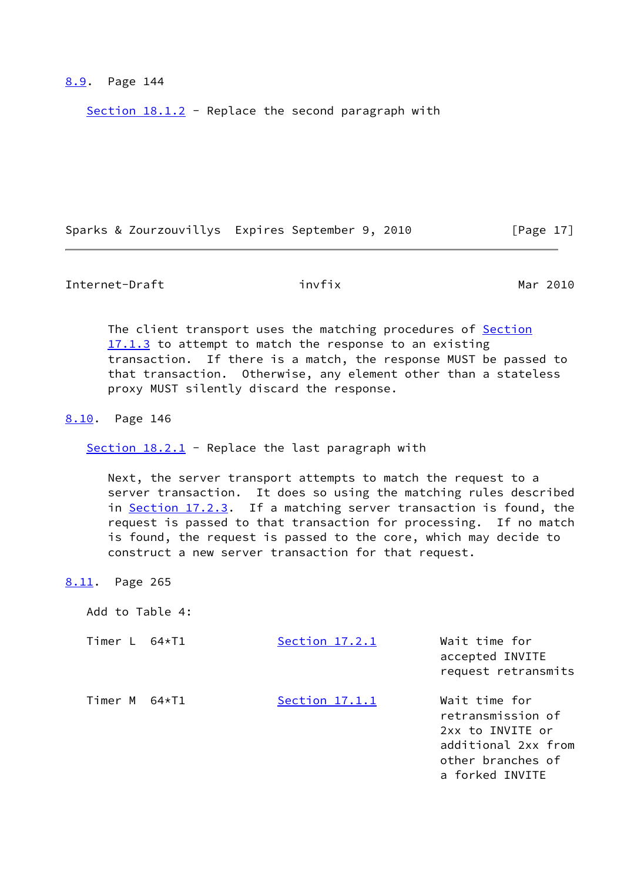### 8.9. Page 144

Section 18.1.2 - Replace the second paragraph with

> The client transport uses the matching procedures of Section 17.1.3 to attempt to match the response to an existing transaction. If there is a match, the response MUST be passed to that transaction. Otherwise, any element other than a stateless proxy MUST silently discard the response.

### 8.10. Page 146

Section 18.2.1 - Replace the last paragraph with

> Next, the server transport attempts to match the request to a server transaction. It does so using the matching rules described in Section 17.2.3. If a matching server transaction is found, the request is passed to that transaction for processing. If no match is found, the request is passed to the core, which may decide to construct a new server transaction for that request.

### 8.11. Page 265

Add to Table 4:

| Timer | Value | Section | Meaning |
|---|---|---|---|
| Timer L | 64*T1 | Section 17.2.1 | Wait time for accepted INVITE request retransmits |
| Timer M | 64*T1 | Section 17.1.1 | Wait time for retransmission of 2xx to INVITE or additional 2xx from other branches of a forked INVITE |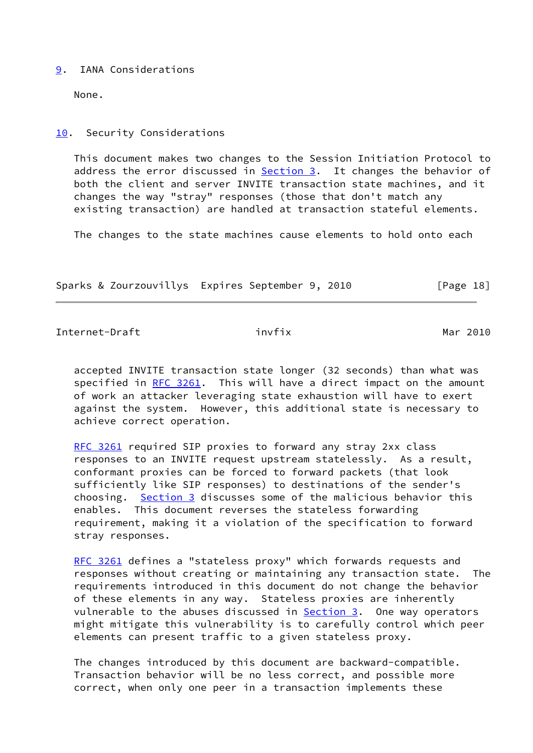## 9. IANA Considerations

None.

## 10. Security Considerations

This document makes two changes to the Session Initiation Protocol to address the error discussed in Section 3. It changes the behavior of both the client and server INVITE transaction state machines, and it changes the way "stray" responses (those that don't match any existing transaction) are handled at transaction stateful elements.

The changes to the state machines cause elements to hold onto each accepted INVITE transaction state longer (32 seconds) than what was specified in RFC 3261. This will have a direct impact on the amount of work an attacker leveraging state exhaustion will have to exert against the system. However, this additional state is necessary to achieve correct operation.

RFC 3261 required SIP proxies to forward any stray 2xx class responses to an INVITE request upstream statelessly. As a result, conformant proxies can be forced to forward packets (that look sufficiently like SIP responses) to destinations of the sender's choosing. Section 3 discusses some of the malicious behavior this enables. This document reverses the stateless forwarding requirement, making it a violation of the specification to forward stray responses.

RFC 3261 defines a "stateless proxy" which forwards requests and responses without creating or maintaining any transaction state. The requirements introduced in this document do not change the behavior of these elements in any way. Stateless proxies are inherently vulnerable to the abuses discussed in Section 3. One way operators might mitigate this vulnerability is to carefully control which peer elements can present traffic to a given stateless proxy.

The changes introduced by this document are backward-compatible. Transaction behavior will be no less correct, and possible more correct, when only one peer in a transaction implements these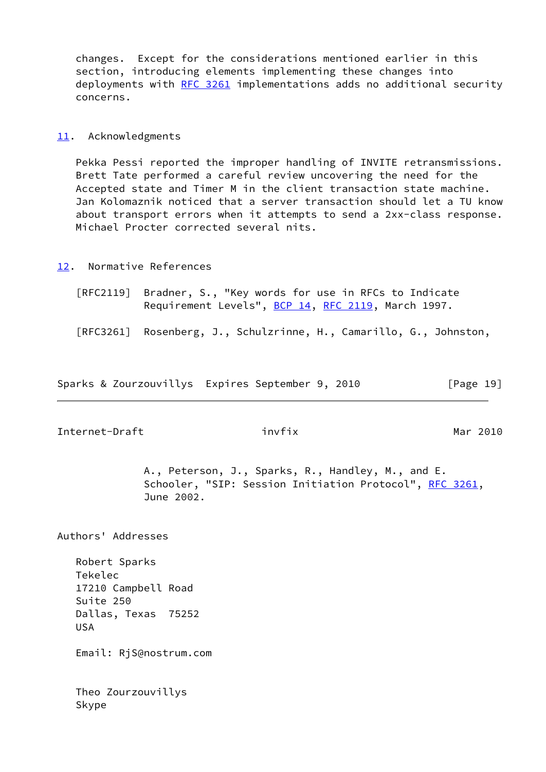changes. Except for the considerations mentioned earlier in this section, introducing elements implementing these changes into deployments with RFC 3261 implementations adds no additional security concerns.

## 11. Acknowledgments

Pekka Pessi reported the improper handling of INVITE retransmissions. Brett Tate performed a careful review uncovering the need for the Accepted state and Timer M in the client transaction state machine. Jan Kolomaznik noticed that a server transaction should let a TU know about transport errors when it attempts to send a 2xx-class response. Michael Procter corrected several nits.

## 12. Normative References

[RFC2119] Bradner, S., "Key words for use in RFCs to Indicate Requirement Levels", BCP 14, RFC 2119, March 1997.

[RFC3261] Rosenberg, J., Schulzrinne, H., Camarillo, G., Johnston, A., Peterson, J., Sparks, R., Handley, M., and E. Schooler, "SIP: Session Initiation Protocol", RFC 3261, June 2002.

## Authors' Addresses

Robert Sparks
Tekelec
17210 Campbell Road
Suite 250
Dallas, Texas 75252
USA

Email: RjS@nostrum.com

Theo Zourzouvillys
Skype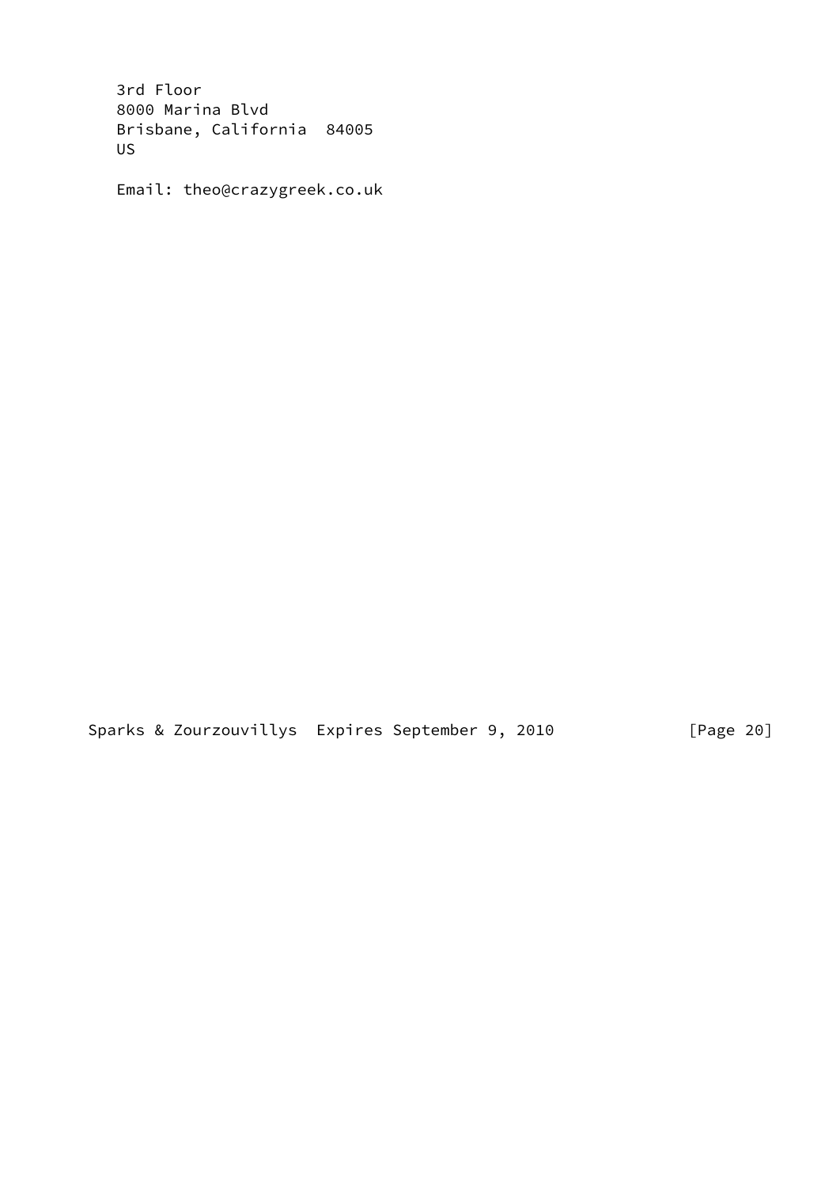3rd Floor
8000 Marina Blvd
Brisbane, California  84005
US

Email: theo@crazygreek.co.uk